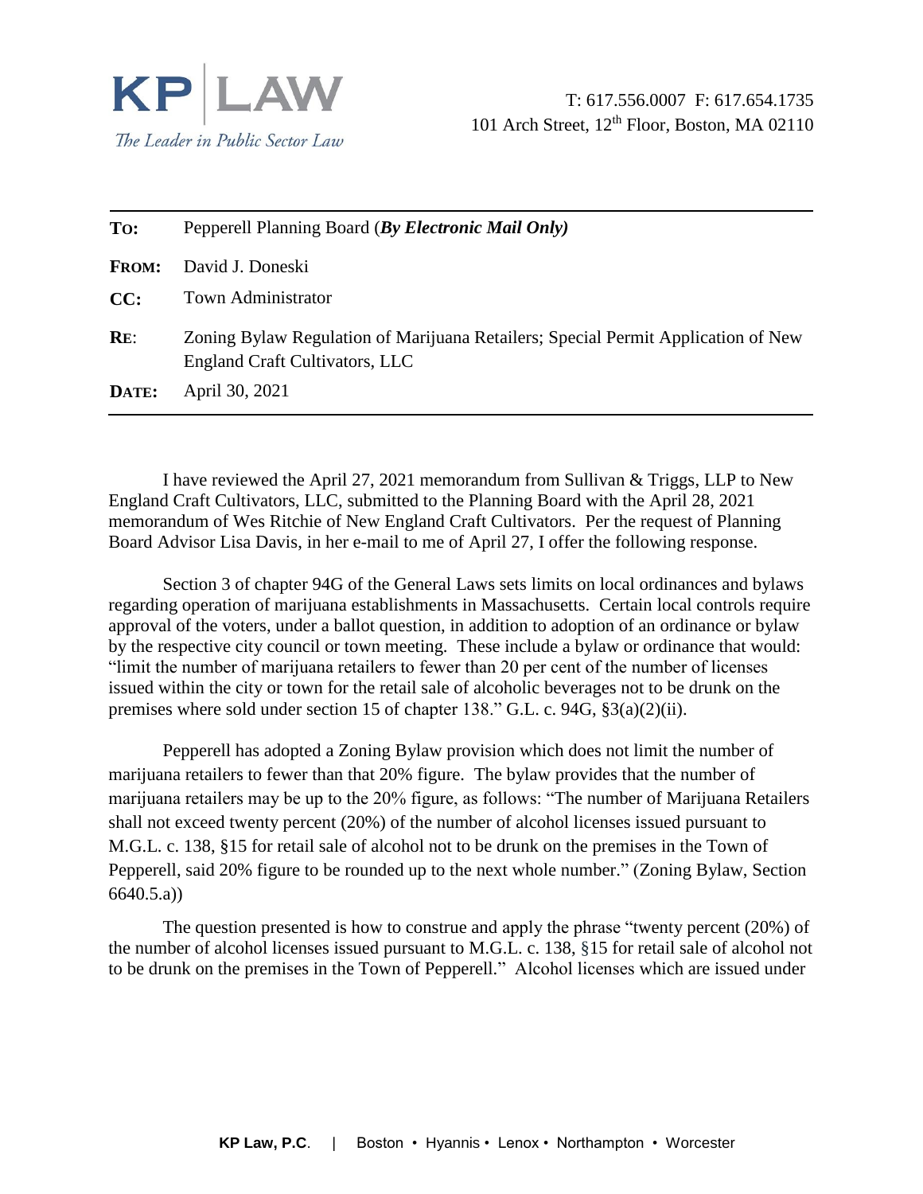**KP | LAW**
*The Leader in Public Sector Law*

T: 617.556.0007 F: 617.654.1735
101 Arch Street, 12th Floor, Boston, MA 02110

---

| | |
|---|---|
| **TO:** | Pepperell Planning Board (***By Electronic Mail Only)*** |
| **FROM:** | David J. Doneski |
| **CC:** | Town Administrator |
| **RE:** | Zoning Bylaw Regulation of Marijuana Retailers; Special Permit Application of New England Craft Cultivators, LLC |
| **DATE:** | April 30, 2021 |

---

I have reviewed the April 27, 2021 memorandum from Sullivan & Triggs, LLP to New England Craft Cultivators, LLC, submitted to the Planning Board with the April 28, 2021 memorandum of Wes Ritchie of New England Craft Cultivators. Per the request of Planning Board Advisor Lisa Davis, in her e-mail to me of April 27, I offer the following response.

Section 3 of chapter 94G of the General Laws sets limits on local ordinances and bylaws regarding operation of marijuana establishments in Massachusetts. Certain local controls require approval of the voters, under a ballot question, in addition to adoption of an ordinance or bylaw by the respective city council or town meeting. These include a bylaw or ordinance that would: "limit the number of marijuana retailers to fewer than 20 per cent of the number of licenses issued within the city or town for the retail sale of alcoholic beverages not to be drunk on the premises where sold under section 15 of chapter 138." G.L. c. 94G, §3(a)(2)(ii).

Pepperell has adopted a Zoning Bylaw provision which does not limit the number of marijuana retailers to fewer than that 20% figure. The bylaw provides that the number of marijuana retailers may be up to the 20% figure, as follows: "The number of Marijuana Retailers shall not exceed twenty percent (20%) of the number of alcohol licenses issued pursuant to M.G.L. c. 138, §15 for retail sale of alcohol not to be drunk on the premises in the Town of Pepperell, said 20% figure to be rounded up to the next whole number." (Zoning Bylaw, Section 6640.5.a))

The question presented is how to construe and apply the phrase "twenty percent (20%) of the number of alcohol licenses issued pursuant to M.G.L. c. 138, §15 for retail sale of alcohol not to be drunk on the premises in the Town of Pepperell." Alcohol licenses which are issued under

KP Law, P.C. | Boston • Hyannis • Lenox • Northampton • Worcester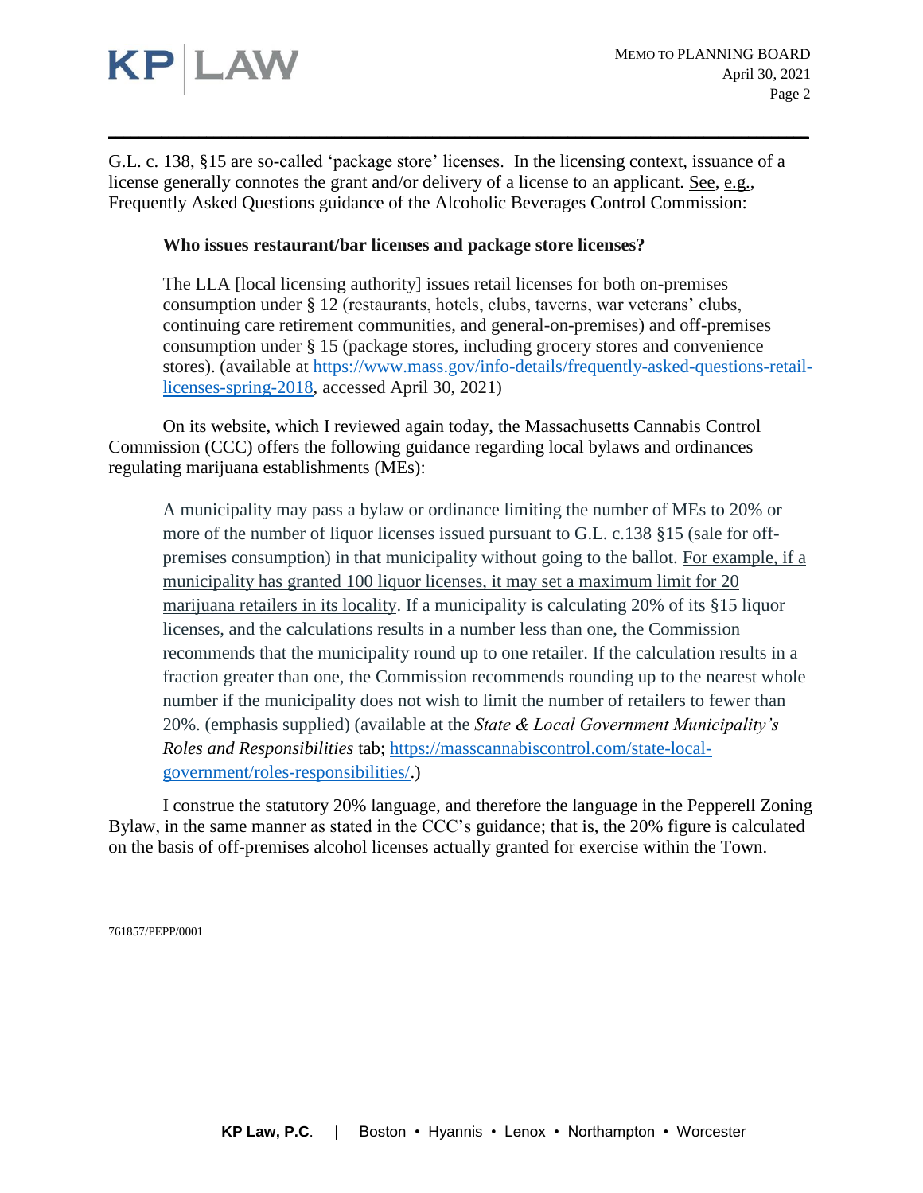G.L. c. 138, §15 are so-called 'package store' licenses. In the licensing context, issuance of a license generally connotes the grant and/or delivery of a license to an applicant. See, e.g., Frequently Asked Questions guidance of the Alcoholic Beverages Control Commission:

> **Who issues restaurant/bar licenses and package store licenses?**
>
> The LLA [local licensing authority] issues retail licenses for both on-premises consumption under § 12 (restaurants, hotels, clubs, taverns, war veterans' clubs, continuing care retirement communities, and general-on-premises) and off-premises consumption under § 15 (package stores, including grocery stores and convenience stores). (available at https://www.mass.gov/info-details/frequently-asked-questions-retail-licenses-spring-2018, accessed April 30, 2021)

On its website, which I reviewed again today, the Massachusetts Cannabis Control Commission (CCC) offers the following guidance regarding local bylaws and ordinances regulating marijuana establishments (MEs):

> A municipality may pass a bylaw or ordinance limiting the number of MEs to 20% or more of the number of liquor licenses issued pursuant to G.L. c.138 §15 (sale for off-premises consumption) in that municipality without going to the ballot. <u>For example, if a municipality has granted 100 liquor licenses, it may set a maximum limit for 20 marijuana retailers in its locality</u>. If a municipality is calculating 20% of its §15 liquor licenses, and the calculations results in a number less than one, the Commission recommends that the municipality round up to one retailer. If the calculation results in a fraction greater than one, the Commission recommends rounding up to the nearest whole number if the municipality does not wish to limit the number of retailers to fewer than 20%. (emphasis supplied) (available at the *State & Local Government Municipality's Roles and Responsibilities* tab; https://masscannabiscontrol.com/state-local-government/roles-responsibilities/.)

I construe the statutory 20% language, and therefore the language in the Pepperell Zoning Bylaw, in the same manner as stated in the CCC's guidance; that is, the 20% figure is calculated on the basis of off-premises alcohol licenses actually granted for exercise within the Town.

761857/PEPP/0001